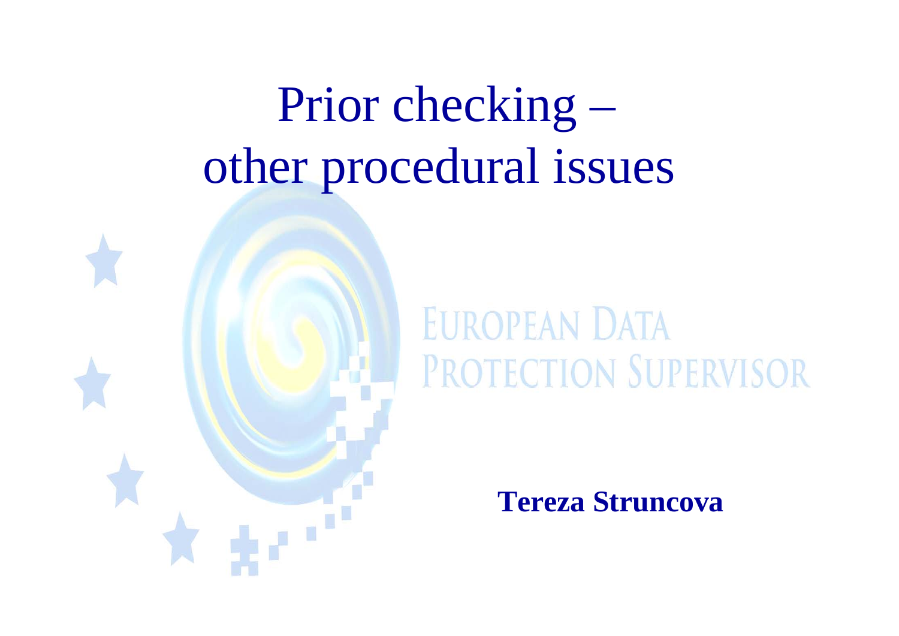# Prior checking – other procedural issues

EUROPEAN DATA PROTECTION SUPERVISOR

**Tereza Struncova**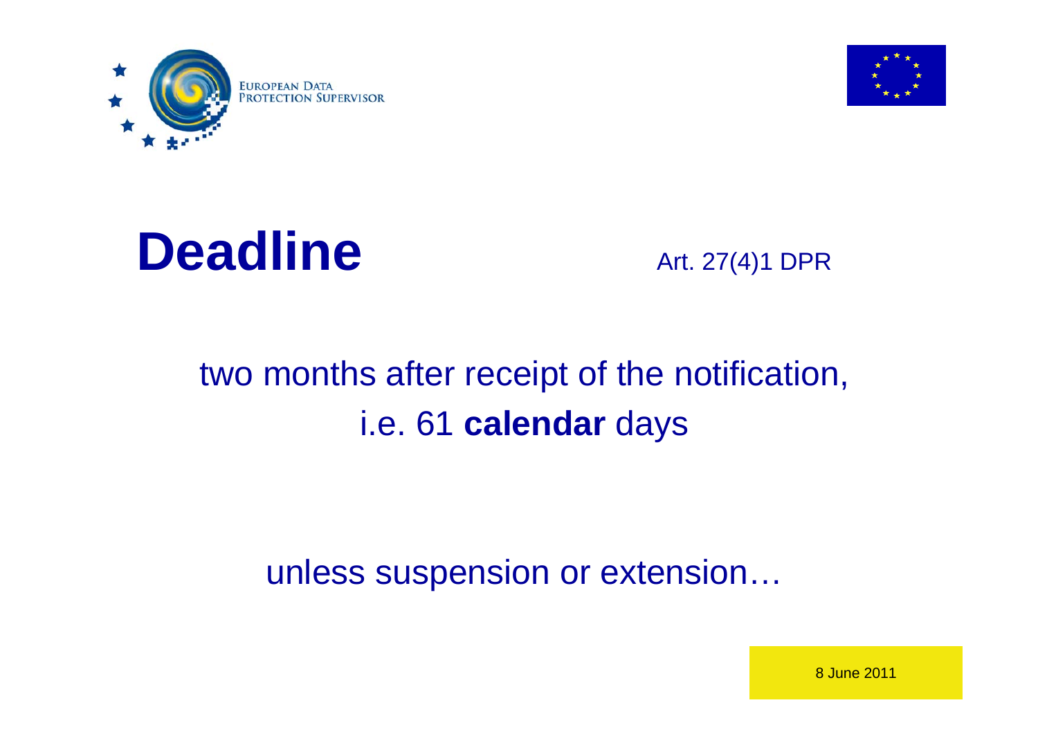# Deadline

Art. 27(4)1 DPR

two months after receipt of the notification,
i.e. 61 **calendar** days

unless suspension or extension…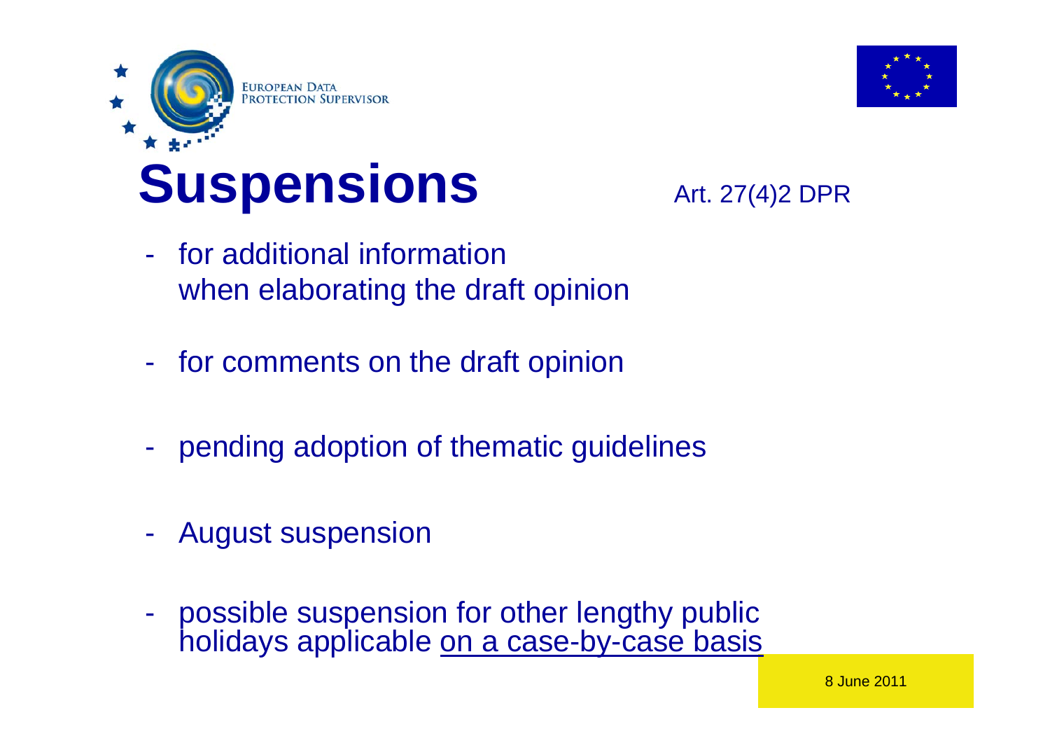# Suspensions

Art. 27(4)2 DPR

- for additional information when elaborating the draft opinion
- for comments on the draft opinion
- pending adoption of thematic guidelines
- August suspension
- possible suspension for other lengthy public holidays applicable <u>on a case-by-case basis</u>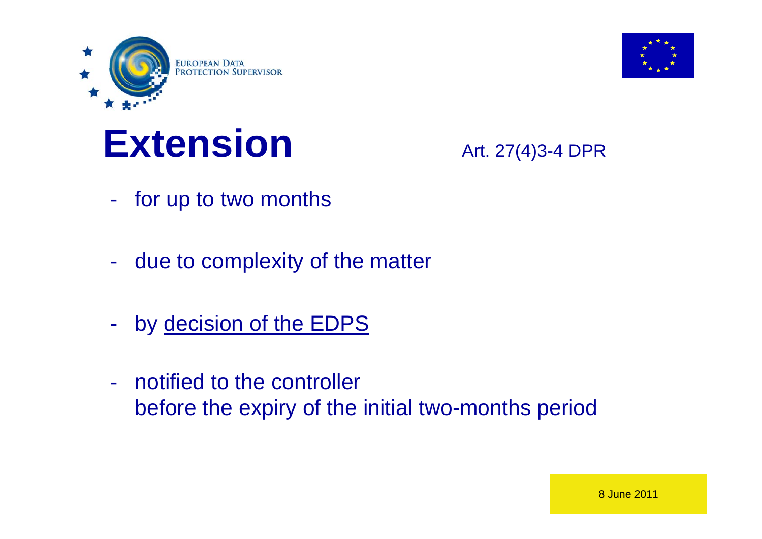# Extension

Art. 27(4)3-4 DPR

- for up to two months
- due to complexity of the matter
- by decision of the EDPS
- notified to the controller
  before the expiry of the initial two-months period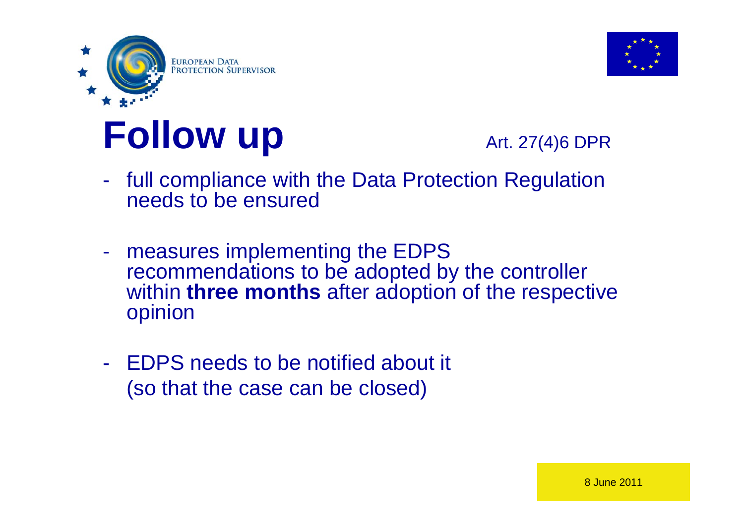# Follow up

Art. 27(4)6 DPR

- full compliance with the Data Protection Regulation needs to be ensured
- measures implementing the EDPS recommendations to be adopted by the controller within **three months** after adoption of the respective opinion
- EDPS needs to be notified about it (so that the case can be closed)

8 June 2011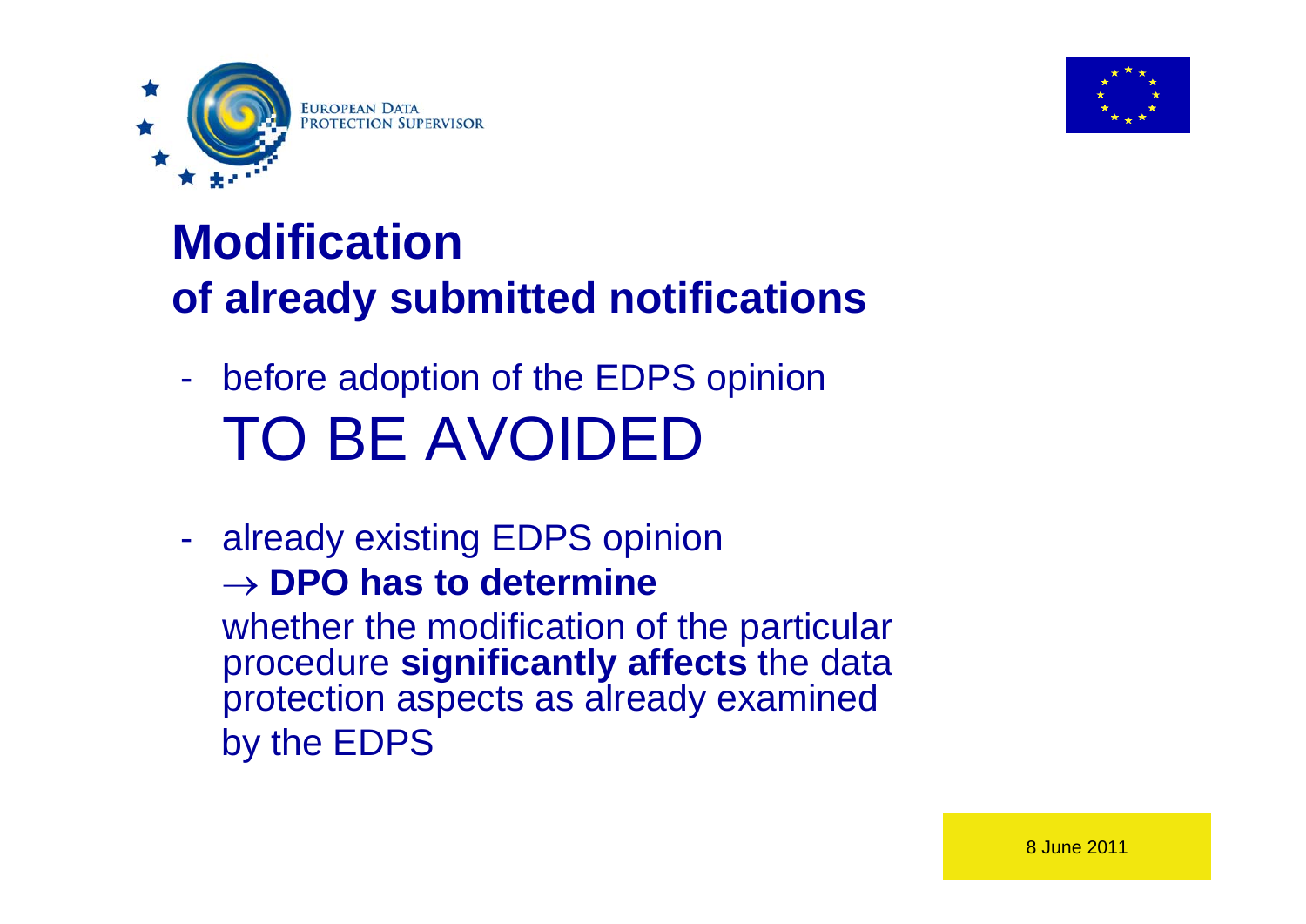# Modification of already submitted notifications

- before adoption of the EDPS opinion
  TO BE AVOIDED

- already existing EDPS opinion
  → **DPO has to determine**
  whether the modification of the particular procedure **significantly affects** the data protection aspects as already examined by the EDPS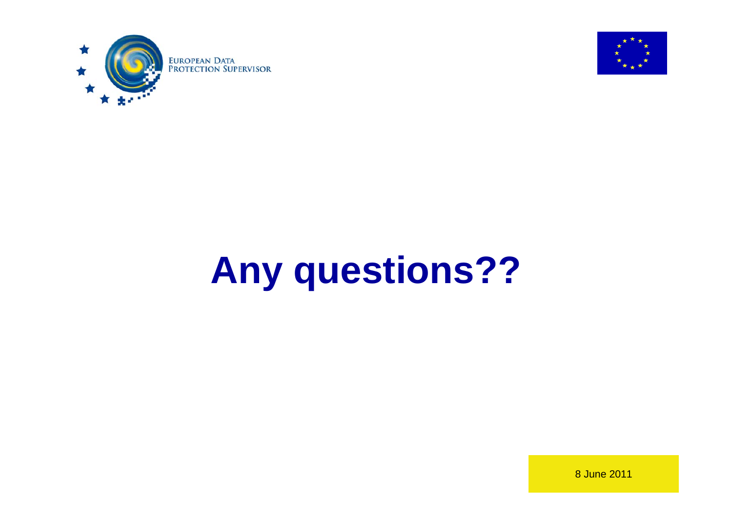# Any questions??